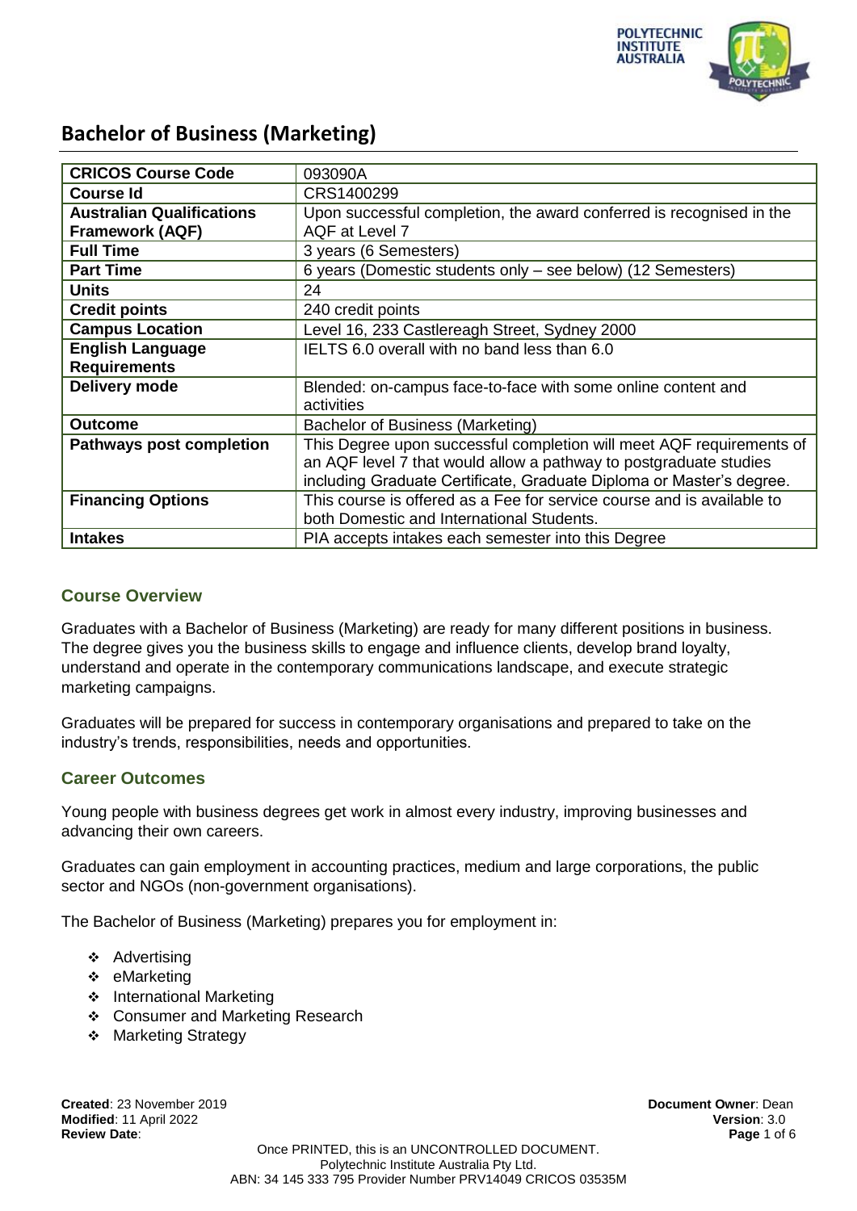# Bachelor of Business (Marketing)

| | |
|---|---|
| **CRICOS Course Code** | 093090A |
| **Course Id** | CRS1400299 |
| **Australian Qualifications Framework (AQF)** | Upon successful completion, the award conferred is recognised in the AQF at Level 7 |
| **Full Time** | 3 years (6 Semesters) |
| **Part Time** | 6 years (Domestic students only – see below) (12 Semesters) |
| **Units** | 24 |
| **Credit points** | 240 credit points |
| **Campus Location** | Level 16, 233 Castlereagh Street, Sydney 2000 |
| **English Language Requirements** | IELTS 6.0 overall with no band less than 6.0 |
| **Delivery mode** | Blended: on-campus face-to-face with some online content and activities |
| **Outcome** | Bachelor of Business (Marketing) |
| **Pathways post completion** | This Degree upon successful completion will meet AQF requirements of an AQF level 7 that would allow a pathway to postgraduate studies including Graduate Certificate, Graduate Diploma or Master's degree. |
| **Financing Options** | This course is offered as a Fee for service course and is available to both Domestic and International Students. |
| **Intakes** | PIA accepts intakes each semester into this Degree |

## Course Overview

Graduates with a Bachelor of Business (Marketing) are ready for many different positions in business. The degree gives you the business skills to engage and influence clients, develop brand loyalty, understand and operate in the contemporary communications landscape, and execute strategic marketing campaigns.

Graduates will be prepared for success in contemporary organisations and prepared to take on the industry's trends, responsibilities, needs and opportunities.

## Career Outcomes

Young people with business degrees get work in almost every industry, improving businesses and advancing their own careers.

Graduates can gain employment in accounting practices, medium and large corporations, the public sector and NGOs (non-government organisations).

The Bachelor of Business (Marketing) prepares you for employment in:

- Advertising
- eMarketing
- International Marketing
- Consumer and Marketing Research
- Marketing Strategy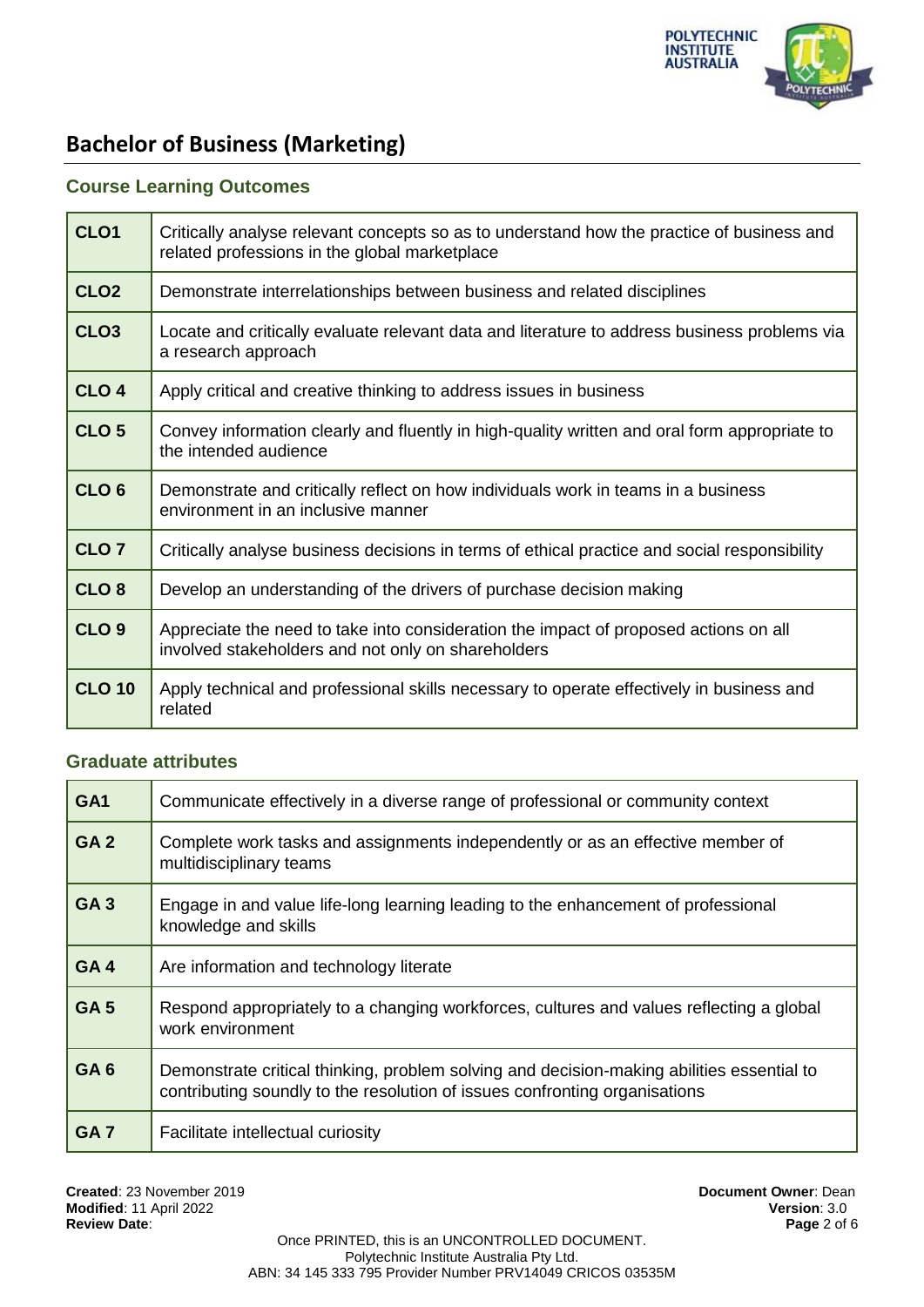# Bachelor of Business (Marketing)

## Course Learning Outcomes

| | |
|---|---|
| **CLO1** | Critically analyse relevant concepts so as to understand how the practice of business and related professions in the global marketplace |
| **CLO2** | Demonstrate interrelationships between business and related disciplines |
| **CLO3** | Locate and critically evaluate relevant data and literature to address business problems via a research approach |
| **CLO 4** | Apply critical and creative thinking to address issues in business |
| **CLO 5** | Convey information clearly and fluently in high-quality written and oral form appropriate to the intended audience |
| **CLO 6** | Demonstrate and critically reflect on how individuals work in teams in a business environment in an inclusive manner |
| **CLO 7** | Critically analyse business decisions in terms of ethical practice and social responsibility |
| **CLO 8** | Develop an understanding of the drivers of purchase decision making |
| **CLO 9** | Appreciate the need to take into consideration the impact of proposed actions on all involved stakeholders and not only on shareholders |
| **CLO 10** | Apply technical and professional skills necessary to operate effectively in business and related |

## Graduate attributes

| | |
|---|---|
| **GA1** | Communicate effectively in a diverse range of professional or community context |
| **GA 2** | Complete work tasks and assignments independently or as an effective member of multidisciplinary teams |
| **GA 3** | Engage in and value life-long learning leading to the enhancement of professional knowledge and skills |
| **GA 4** | Are information and technology literate |
| **GA 5** | Respond appropriately to a changing workforces, cultures and values reflecting a global work environment |
| **GA 6** | Demonstrate critical thinking, problem solving and decision-making abilities essential to contributing soundly to the resolution of issues confronting organisations |
| **GA 7** | Facilitate intellectual curiosity |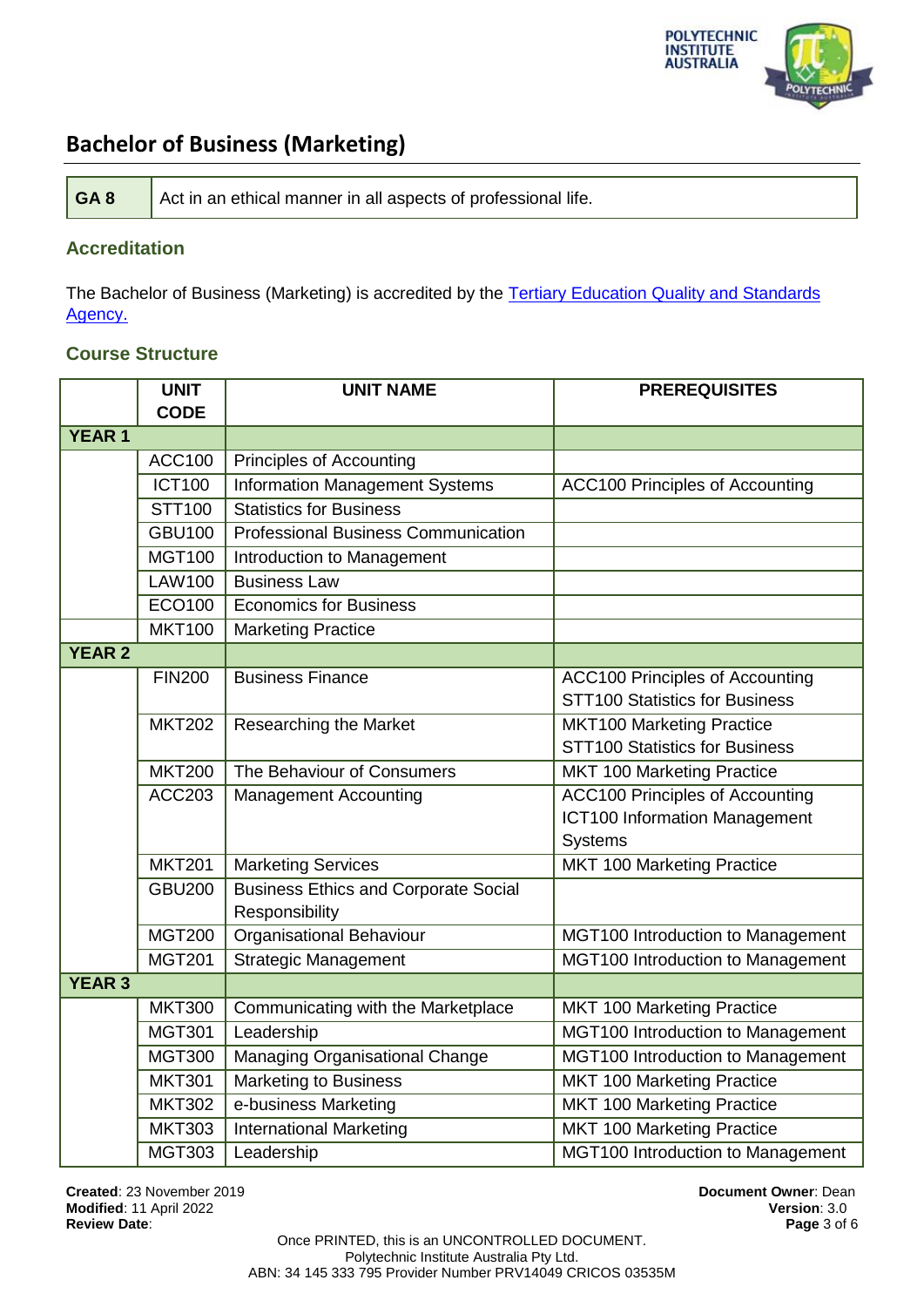## Bachelor of Business (Marketing)

| | |
|---|---|
| **GA 8** | Act in an ethical manner in all aspects of professional life. |

### Accreditation

The Bachelor of Business (Marketing) is accredited by the [Tertiary Education Quality and Standards Agency.]()

### Course Structure

| | UNIT CODE | UNIT NAME | PREREQUISITES |
|---|---|---|---|
| **YEAR 1** | | | |
| | ACC100 | Principles of Accounting | |
| | ICT100 | Information Management Systems | ACC100 Principles of Accounting |
| | STT100 | Statistics for Business | |
| | GBU100 | Professional Business Communication | |
| | MGT100 | Introduction to Management | |
| | LAW100 | Business Law | |
| | ECO100 | Economics for Business | |
| | MKT100 | Marketing Practice | |
| **YEAR 2** | | | |
| | FIN200 | Business Finance | ACC100 Principles of Accounting<br>STT100 Statistics for Business |
| | MKT202 | Researching the Market | MKT100 Marketing Practice<br>STT100 Statistics for Business |
| | MKT200 | The Behaviour of Consumers | MKT 100 Marketing Practice |
| | ACC203 | Management Accounting | ACC100 Principles of Accounting<br>ICT100 Information Management Systems |
| | MKT201 | Marketing Services | MKT 100 Marketing Practice |
| | GBU200 | Business Ethics and Corporate Social Responsibility | |
| | MGT200 | Organisational Behaviour | MGT100 Introduction to Management |
| | MGT201 | Strategic Management | MGT100 Introduction to Management |
| **YEAR 3** | | | |
| | MKT300 | Communicating with the Marketplace | MKT 100 Marketing Practice |
| | MGT301 | Leadership | MGT100 Introduction to Management |
| | MGT300 | Managing Organisational Change | MGT100 Introduction to Management |
| | MKT301 | Marketing to Business | MKT 100 Marketing Practice |
| | MKT302 | e-business Marketing | MKT 100 Marketing Practice |
| | MKT303 | International Marketing | MKT 100 Marketing Practice |
| | MGT303 | Leadership | MGT100 Introduction to Management |

**Created**: 23 November 2019
**Modified**: 11 April 2022
**Review Date**:

**Document Owner**: Dean
**Version**: 3.0

Once PRINTED, this is an UNCONTROLLED DOCUMENT.
Polytechnic Institute Australia Pty Ltd.
ABN: 34 145 333 795 Provider Number PRV14049 CRICOS 03535M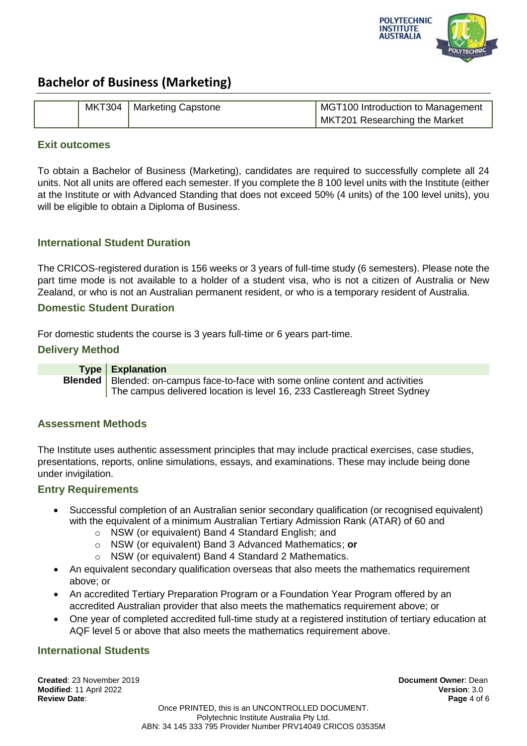# Bachelor of Business (Marketing)

| | | | |
|---|---|---|---|
| | MKT304 | Marketing Capstone | MGT100 Introduction to Management<br>MKT201 Researching the Market |

### Exit outcomes

To obtain a Bachelor of Business (Marketing), candidates are required to successfully complete all 24 units. Not all units are offered each semester. If you complete the 8 100 level units with the Institute (either at the Institute or with Advanced Standing that does not exceed 50% (4 units) of the 100 level units), you will be eligible to obtain a Diploma of Business.

### International Student Duration

The CRICOS-registered duration is 156 weeks or 3 years of full-time study (6 semesters). Please note the part time mode is not available to a holder of a student visa, who is not a citizen of Australia or New Zealand, or who is not an Australian permanent resident, or who is a temporary resident of Australia.

### Domestic Student Duration

For domestic students the course is 3 years full-time or 6 years part-time.

### Delivery Method

| Type | Explanation |
|---|---|
| **Blended** | Blended: on-campus face-to-face with some online content and activities<br>The campus delivered location is level 16, 233 Castlereagh Street Sydney |

### Assessment Methods

The Institute uses authentic assessment principles that may include practical exercises, case studies, presentations, reports, online simulations, essays, and examinations. These may include being done under invigilation.

### Entry Requirements

- Successful completion of an Australian senior secondary qualification (or recognised equivalent) with the equivalent of a minimum Australian Tertiary Admission Rank (ATAR) of 60 and
  - NSW (or equivalent) Band 4 Standard English; and
  - NSW (or equivalent) Band 3 Advanced Mathematics; **or**
  - NSW (or equivalent) Band 4 Standard 2 Mathematics.
- An equivalent secondary qualification overseas that also meets the mathematics requirement above; or
- An accredited Tertiary Preparation Program or a Foundation Year Program offered by an accredited Australian provider that also meets the mathematics requirement above; or
- One year of completed accredited full-time study at a registered institution of tertiary education at AQF level 5 or above that also meets the mathematics requirement above.

### International Students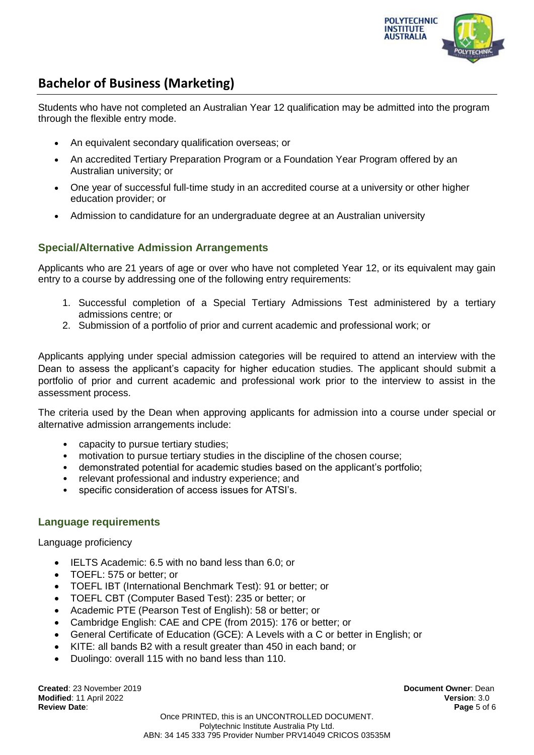# Bachelor of Business (Marketing)

Students who have not completed an Australian Year 12 qualification may be admitted into the program through the flexible entry mode.

- An equivalent secondary qualification overseas; or
- An accredited Tertiary Preparation Program or a Foundation Year Program offered by an Australian university; or
- One year of successful full-time study in an accredited course at a university or other higher education provider; or
- Admission to candidature for an undergraduate degree at an Australian university

### Special/Alternative Admission Arrangements

Applicants who are 21 years of age or over who have not completed Year 12, or its equivalent may gain entry to a course by addressing one of the following entry requirements:

1. Successful completion of a Special Tertiary Admissions Test administered by a tertiary admissions centre; or
2. Submission of a portfolio of prior and current academic and professional work; or

Applicants applying under special admission categories will be required to attend an interview with the Dean to assess the applicant's capacity for higher education studies. The applicant should submit a portfolio of prior and current academic and professional work prior to the interview to assist in the assessment process.

The criteria used by the Dean when approving applicants for admission into a course under special or alternative admission arrangements include:

- capacity to pursue tertiary studies;
- motivation to pursue tertiary studies in the discipline of the chosen course;
- demonstrated potential for academic studies based on the applicant's portfolio;
- relevant professional and industry experience; and
- specific consideration of access issues for ATSI's.

### Language requirements

Language proficiency

- IELTS Academic: 6.5 with no band less than 6.0; or
- TOEFL: 575 or better; or
- TOEFL IBT (International Benchmark Test): 91 or better; or
- TOEFL CBT (Computer Based Test): 235 or better; or
- Academic PTE (Pearson Test of English): 58 or better; or
- Cambridge English: CAE and CPE (from 2015): 176 or better; or
- General Certificate of Education (GCE): A Levels with a C or better in English; or
- KITE: all bands B2 with a result greater than 450 in each band; or
- Duolingo: overall 115 with no band less than 110.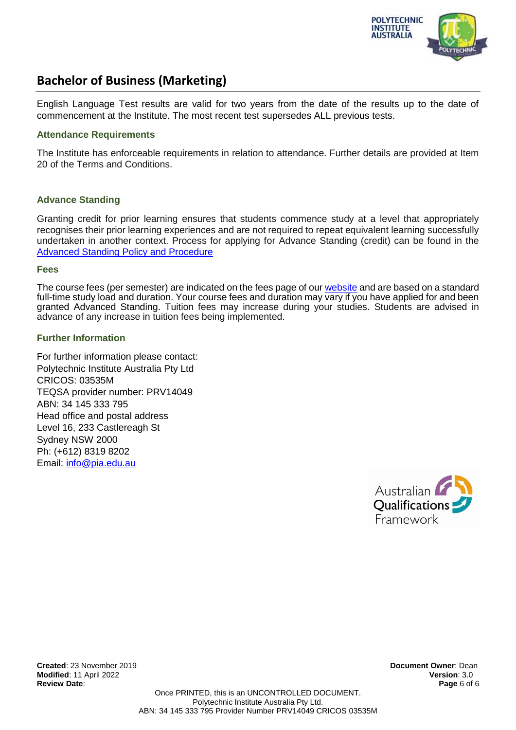English Language Test results are valid for two years from the date of the results up to the date of commencement at the Institute. The most recent test supersedes ALL previous tests.

### Attendance Requirements

The Institute has enforceable requirements in relation to attendance. Further details are provided at Item 20 of the Terms and Conditions.

### Advance Standing

Granting credit for prior learning ensures that students commence study at a level that appropriately recognises their prior learning experiences and are not required to repeat equivalent learning successfully undertaken in another context. Process for applying for Advance Standing (credit) can be found in the Advanced Standing Policy and Procedure

### Fees

The course fees (per semester) are indicated on the fees page of our website and are based on a standard full-time study load and duration. Your course fees and duration may vary if you have applied for and been granted Advanced Standing. Tuition fees may increase during your studies. Students are advised in advance of any increase in tuition fees being implemented.

### Further Information

For further information please contact:
Polytechnic Institute Australia Pty Ltd
CRICOS: 03535M
TEQSA provider number: PRV14049
ABN: 34 145 333 795
Head office and postal address
Level 16, 233 Castlereagh St
Sydney NSW 2000
Ph: (+612) 8319 8202
Email: info@pia.edu.au